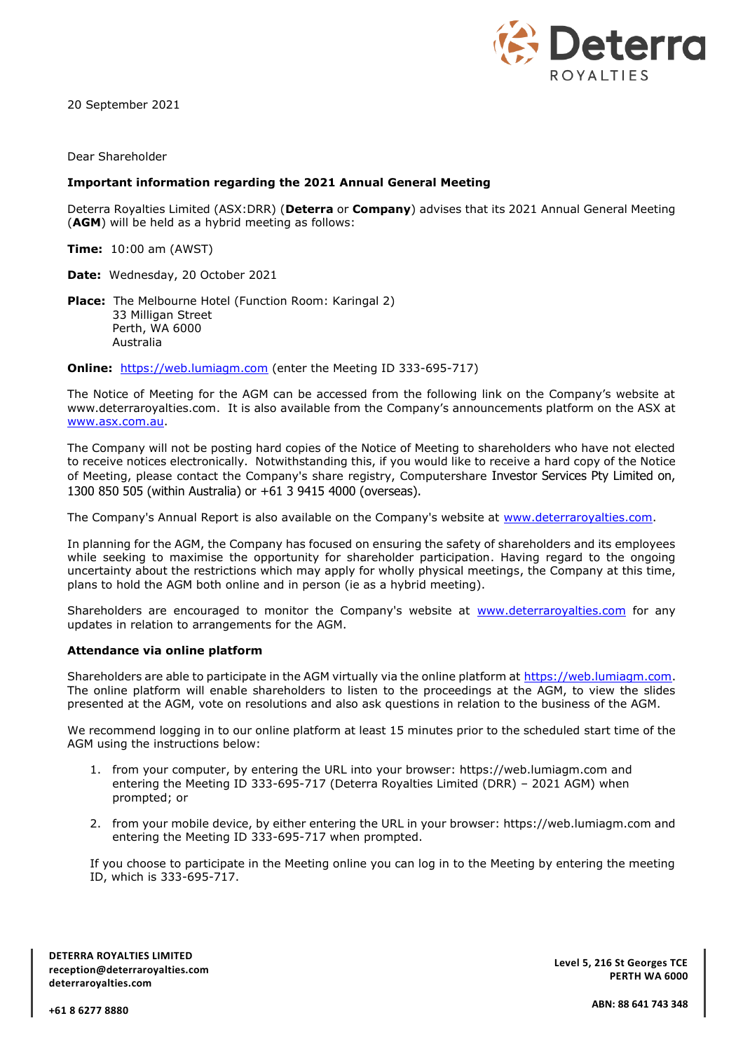20 September 2021

Dear Shareholder

**Important information regarding the 2021 Annual General Meeting**

Deterra Royalties Limited (ASX:DRR) (**Deterra** or **Company**) advises that its 2021 Annual General Meeting (**AGM**) will be held as a hybrid meeting as follows:

**Time:** 10:00 am (AWST)

**Date:** Wednesday, 20 October 2021

**Place:** The Melbourne Hotel (Function Room: Karingal 2)
33 Milligan Street
Perth, WA 6000
Australia

**Online:** https://web.lumiagm.com (enter the Meeting ID 333-695-717)

The Notice of Meeting for the AGM can be accessed from the following link on the Company's website at www.deterraroyalties.com. It is also available from the Company's announcements platform on the ASX at www.asx.com.au.

The Company will not be posting hard copies of the Notice of Meeting to shareholders who have not elected to receive notices electronically. Notwithstanding this, if you would like to receive a hard copy of the Notice of Meeting, please contact the Company's share registry, Computershare Investor Services Pty Limited on, 1300 850 505 (within Australia) or +61 3 9415 4000 (overseas).

The Company's Annual Report is also available on the Company's website at www.deterraroyalties.com.

In planning for the AGM, the Company has focused on ensuring the safety of shareholders and its employees while seeking to maximise the opportunity for shareholder participation. Having regard to the ongoing uncertainty about the restrictions which may apply for wholly physical meetings, the Company at this time, plans to hold the AGM both online and in person (ie as a hybrid meeting).

Shareholders are encouraged to monitor the Company's website at www.deterraroyalties.com for any updates in relation to arrangements for the AGM.

**Attendance via online platform**

Shareholders are able to participate in the AGM virtually via the online platform at https://web.lumiagm.com. The online platform will enable shareholders to listen to the proceedings at the AGM, to view the slides presented at the AGM, vote on resolutions and also ask questions in relation to the business of the AGM.

We recommend logging in to our online platform at least 15 minutes prior to the scheduled start time of the AGM using the instructions below:

1. from your computer, by entering the URL into your browser: https://web.lumiagm.com and entering the Meeting ID 333-695-717 (Deterra Royalties Limited (DRR) – 2021 AGM) when prompted; or
2. from your mobile device, by either entering the URL in your browser: https://web.lumiagm.com and entering the Meeting ID 333-695-717 when prompted.

If you choose to participate in the Meeting online you can log in to the Meeting by entering the meeting ID, which is 333-695-717.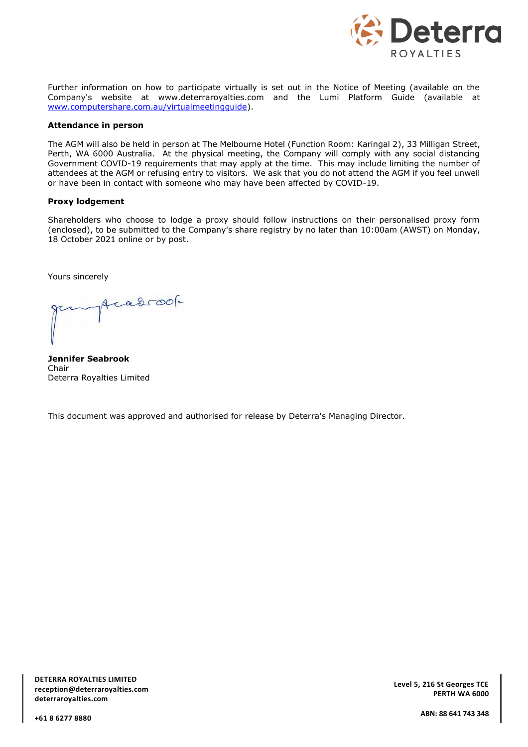Further information on how to participate virtually is set out in the Notice of Meeting (available on the Company's website at www.deterraroyalties.com and the Lumi Platform Guide (available at www.computershare.com.au/virtualmeetingguide).

**Attendance in person**

The AGM will also be held in person at The Melbourne Hotel (Function Room: Karingal 2), 33 Milligan Street, Perth, WA 6000 Australia. At the physical meeting, the Company will comply with any social distancing Government COVID-19 requirements that may apply at the time. This may include limiting the number of attendees at the AGM or refusing entry to visitors. We ask that you do not attend the AGM if you feel unwell or have been in contact with someone who may have been affected by COVID-19.

**Proxy lodgement**

Shareholders who choose to lodge a proxy should follow instructions on their personalised proxy form (enclosed), to be submitted to the Company's share registry by no later than 10:00am (AWST) on Monday, 18 October 2021 online or by post.

Yours sincerely

**Jennifer Seabrook**
Chair
Deterra Royalties Limited

This document was approved and authorised for release by Deterra's Managing Director.

**DETERRA ROYALTIES LIMITED**
**reception@deterraroyalties.com**
**deterraroyalties.com**

**+61 8 6277 8880**

**Level 5, 216 St Georges TCE**
**PERTH WA 6000**

**ABN: 88 641 743 348**